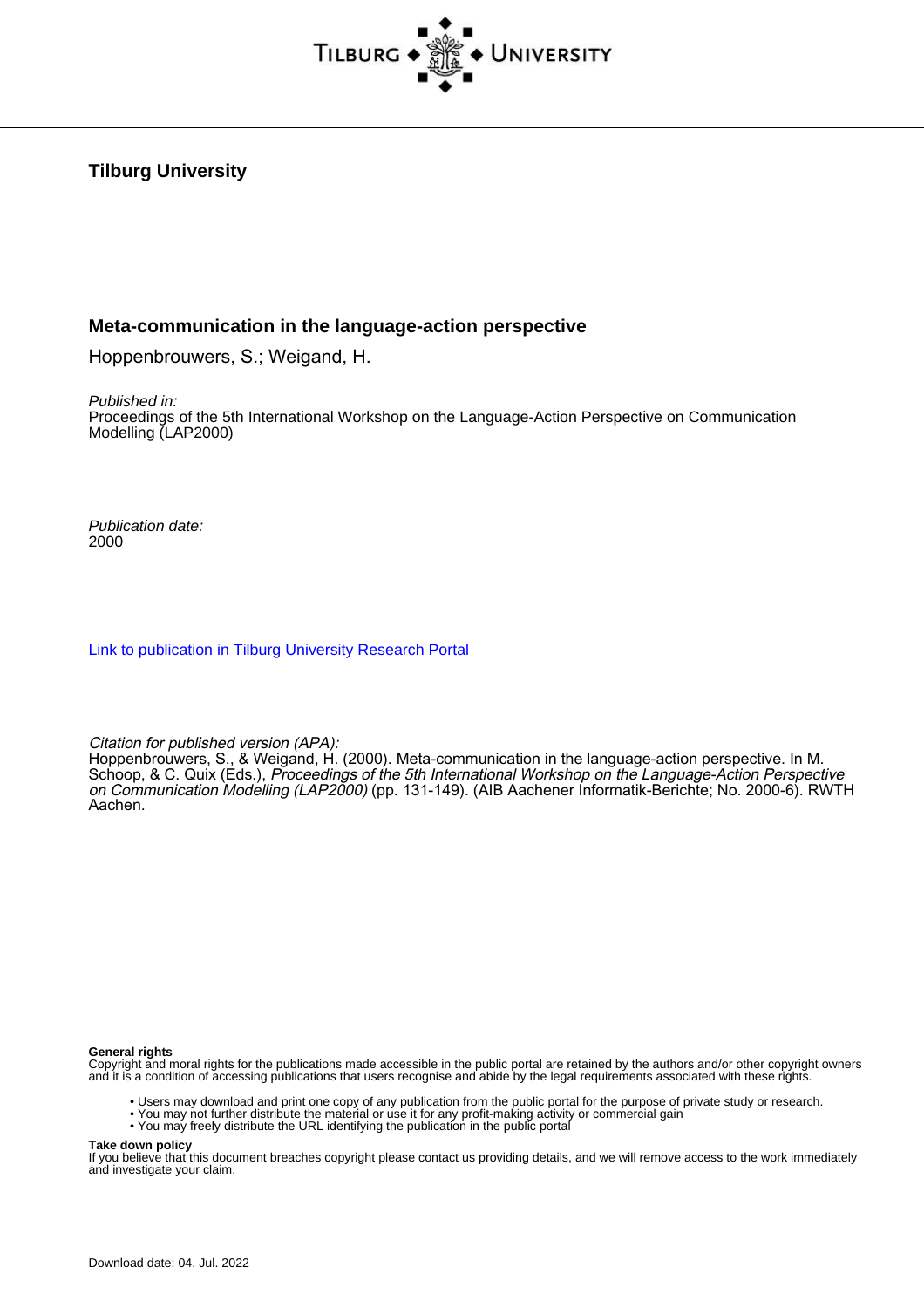**Tilburg University**

# Meta-communication in the language-action perspective

Hoppenbrouwers, S.; Weigand, H.

*Published in:*
Proceedings of the 5th International Workshop on the Language-Action Perspective on Communication Modelling (LAP2000)

*Publication date:*
2000

[Link to publication in Tilburg University Research Portal]

*Citation for published version (APA):*
Hoppenbrouwers, S., & Weigand, H. (2000). Meta-communication in the language-action perspective. In M. Schoop, & C. Quix (Eds.), *Proceedings of the 5th International Workshop on the Language-Action Perspective on Communication Modelling (LAP2000)* (pp. 131-149). (AIB Aachener Informatik-Berichte; No. 2000-6). RWTH Aachen.

**General rights**
Copyright and moral rights for the publications made accessible in the public portal are retained by the authors and/or other copyright owners and it is a condition of accessing publications that users recognise and abide by the legal requirements associated with these rights.

- Users may download and print one copy of any publication from the public portal for the purpose of private study or research.
- You may not further distribute the material or use it for any profit-making activity or commercial gain
- You may freely distribute the URL identifying the publication in the public portal

**Take down policy**
If you believe that this document breaches copyright please contact us providing details, and we will remove access to the work immediately and investigate your claim.

Download date: 04. Jul. 2022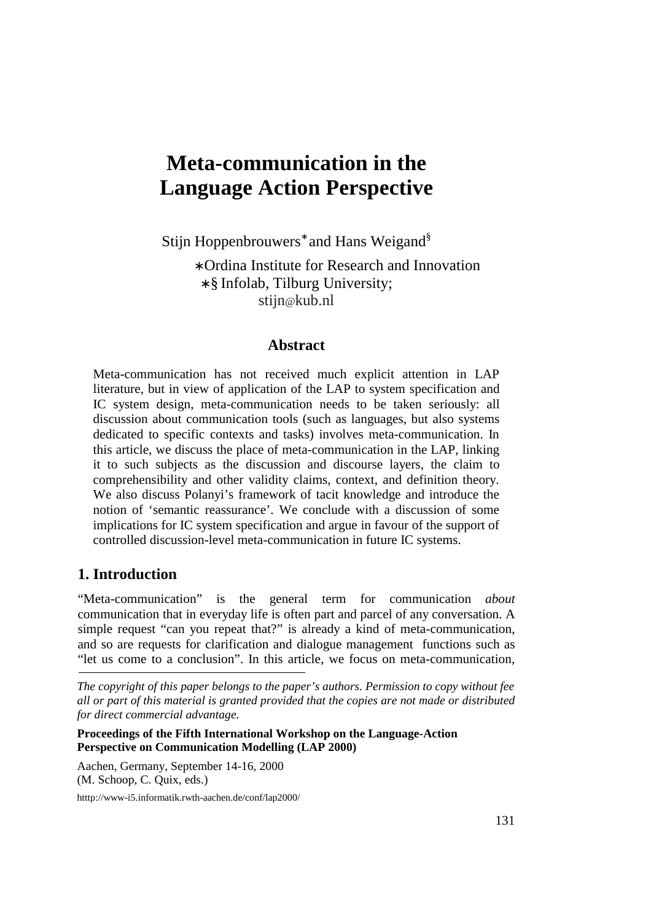# Meta-communication in the Language Action Perspective

Stijn Hoppenbrouwers* and Hans Weigand§

*Ordina Institute for Research and Innovation
*§ Infolab, Tilburg University;
stijn@kub.nl

## Abstract

Meta-communication has not received much explicit attention in LAP literature, but in view of application of the LAP to system specification and IC system design, meta-communication needs to be taken seriously: all discussion about communication tools (such as languages, but also systems dedicated to specific contexts and tasks) involves meta-communication. In this article, we discuss the place of meta-communication in the LAP, linking it to such subjects as the discussion and discourse layers, the claim to comprehensibility and other validity claims, context, and definition theory. We also discuss Polanyi's framework of tacit knowledge and introduce the notion of 'semantic reassurance'. We conclude with a discussion of some implications for IC system specification and argue in favour of the support of controlled discussion-level meta-communication in future IC systems.

## 1. Introduction

"Meta-communication" is the general term for communication *about* communication that in everyday life is often part and parcel of any conversation. A simple request "can you repeat that?" is already a kind of meta-communication, and so are requests for clarification and dialogue management functions such as "let us come to a conclusion". In this article, we focus on meta-communication,

*The copyright of this paper belongs to the paper's authors. Permission to copy without fee all or part of this material is granted provided that the copies are not made or distributed for direct commercial advantage.*

**Proceedings of the Fifth International Workshop on the Language-Action Perspective on Communication Modelling (LAP 2000)**

Aachen, Germany, September 14-16, 2000
(M. Schoop, C. Quix, eds.)

htttp://www-i5.informatik.rwth-aachen.de/conf/lap2000/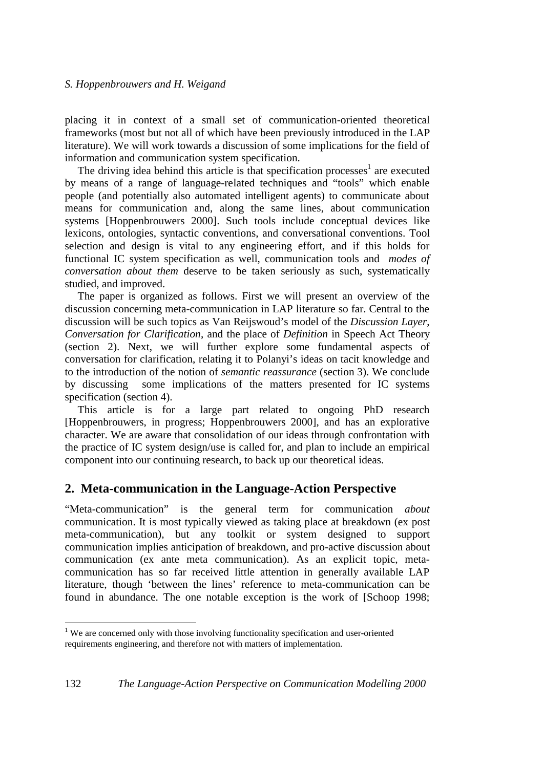placing it in context of a small set of communication-oriented theoretical frameworks (most but not all of which have been previously introduced in the LAP literature). We will work towards a discussion of some implications for the field of information and communication system specification.

The driving idea behind this article is that specification processes[1] are executed by means of a range of language-related techniques and "tools" which enable people (and potentially also automated intelligent agents) to communicate about means for communication and, along the same lines, about communication systems [Hoppenbrouwers 2000]. Such tools include conceptual devices like lexicons, ontologies, syntactic conventions, and conversational conventions. Tool selection and design is vital to any engineering effort, and if this holds for functional IC system specification as well, communication tools and *modes of conversation about them* deserve to be taken seriously as such, systematically studied, and improved.

The paper is organized as follows. First we will present an overview of the discussion concerning meta-communication in LAP literature so far. Central to the discussion will be such topics as Van Reijswoud's model of the *Discussion Layer*, *Conversation for Clarification*, and the place of *Definition* in Speech Act Theory (section 2). Next, we will further explore some fundamental aspects of conversation for clarification, relating it to Polanyi's ideas on tacit knowledge and to the introduction of the notion of *semantic reassurance* (section 3). We conclude by discussing some implications of the matters presented for IC systems specification (section 4).

This article is for a large part related to ongoing PhD research [Hoppenbrouwers, in progress; Hoppenbrouwers 2000], and has an explorative character. We are aware that consolidation of our ideas through confrontation with the practice of IC system design/use is called for, and plan to include an empirical component into our continuing research, to back up our theoretical ideas.

## 2. Meta-communication in the Language-Action Perspective

"Meta-communication" is the general term for communication *about* communication. It is most typically viewed as taking place at breakdown (ex post meta-communication), but any toolkit or system designed to support communication implies anticipation of breakdown, and pro-active discussion about communication (ex ante meta communication). As an explicit topic, meta-communication has so far received little attention in generally available LAP literature, though 'between the lines' reference to meta-communication can be found in abundance. The one notable exception is the work of [Schoop 1998;

[1] We are concerned only with those involving functionality specification and user-oriented requirements engineering, and therefore not with matters of implementation.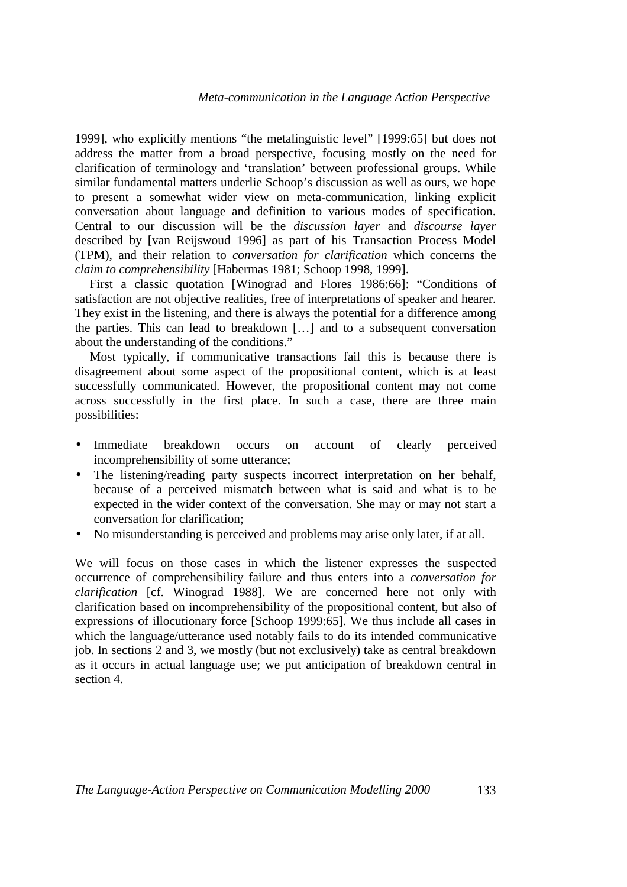1999], who explicitly mentions "the metalinguistic level" [1999:65] but does not address the matter from a broad perspective, focusing mostly on the need for clarification of terminology and 'translation' between professional groups. While similar fundamental matters underlie Schoop's discussion as well as ours, we hope to present a somewhat wider view on meta-communication, linking explicit conversation about language and definition to various modes of specification. Central to our discussion will be the *discussion layer* and *discourse layer* described by [van Reijswoud 1996] as part of his Transaction Process Model (TPM), and their relation to *conversation for clarification* which concerns the *claim to comprehensibility* [Habermas 1981; Schoop 1998, 1999].

First a classic quotation [Winograd and Flores 1986:66]: "Conditions of satisfaction are not objective realities, free of interpretations of speaker and hearer. They exist in the listening, and there is always the potential for a difference among the parties. This can lead to breakdown […] and to a subsequent conversation about the understanding of the conditions."

Most typically, if communicative transactions fail this is because there is disagreement about some aspect of the propositional content, which is at least successfully communicated. However, the propositional content may not come across successfully in the first place. In such a case, there are three main possibilities:

- Immediate breakdown occurs on account of clearly perceived incomprehensibility of some utterance;
- The listening/reading party suspects incorrect interpretation on her behalf, because of a perceived mismatch between what is said and what is to be expected in the wider context of the conversation. She may or may not start a conversation for clarification;
- No misunderstanding is perceived and problems may arise only later, if at all.

We will focus on those cases in which the listener expresses the suspected occurrence of comprehensibility failure and thus enters into a *conversation for clarification* [cf. Winograd 1988]. We are concerned here not only with clarification based on incomprehensibility of the propositional content, but also of expressions of illocutionary force [Schoop 1999:65]. We thus include all cases in which the language/utterance used notably fails to do its intended communicative job. In sections 2 and 3, we mostly (but not exclusively) take as central breakdown as it occurs in actual language use; we put anticipation of breakdown central in section 4.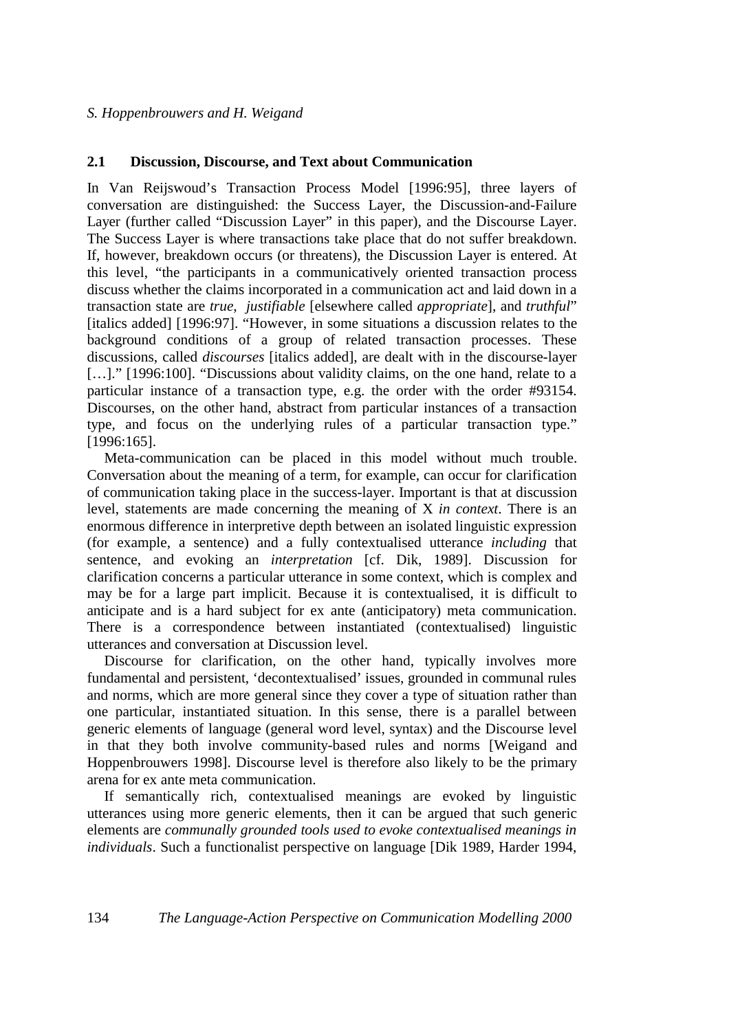## 2.1 Discussion, Discourse, and Text about Communication

In Van Reijswoud's Transaction Process Model [1996:95], three layers of conversation are distinguished: the Success Layer, the Discussion-and-Failure Layer (further called "Discussion Layer" in this paper), and the Discourse Layer. The Success Layer is where transactions take place that do not suffer breakdown. If, however, breakdown occurs (or threatens), the Discussion Layer is entered. At this level, "the participants in a communicatively oriented transaction process discuss whether the claims incorporated in a communication act and laid down in a transaction state are *true*, *justifiable* [elsewhere called *appropriate*], and *truthful*" [italics added] [1996:97]. "However, in some situations a discussion relates to the background conditions of a group of related transaction processes. These discussions, called *discourses* [italics added], are dealt with in the discourse-layer […]." [1996:100]. "Discussions about validity claims, on the one hand, relate to a particular instance of a transaction type, e.g. the order with the order #93154. Discourses, on the other hand, abstract from particular instances of a transaction type, and focus on the underlying rules of a particular transaction type." [1996:165].

Meta-communication can be placed in this model without much trouble. Conversation about the meaning of a term, for example, can occur for clarification of communication taking place in the success-layer. Important is that at discussion level, statements are made concerning the meaning of X *in context*. There is an enormous difference in interpretive depth between an isolated linguistic expression (for example, a sentence) and a fully contextualised utterance *including* that sentence, and evoking an *interpretation* [cf. Dik, 1989]. Discussion for clarification concerns a particular utterance in some context, which is complex and may be for a large part implicit. Because it is contextualised, it is difficult to anticipate and is a hard subject for ex ante (anticipatory) meta communication. There is a correspondence between instantiated (contextualised) linguistic utterances and conversation at Discussion level.

Discourse for clarification, on the other hand, typically involves more fundamental and persistent, 'decontextualised' issues, grounded in communal rules and norms, which are more general since they cover a type of situation rather than one particular, instantiated situation. In this sense, there is a parallel between generic elements of language (general word level, syntax) and the Discourse level in that they both involve community-based rules and norms [Weigand and Hoppenbrouwers 1998]. Discourse level is therefore also likely to be the primary arena for ex ante meta communication.

If semantically rich, contextualised meanings are evoked by linguistic utterances using more generic elements, then it can be argued that such generic elements are *communally grounded tools used to evoke contextualised meanings in individuals*. Such a functionalist perspective on language [Dik 1989, Harder 1994,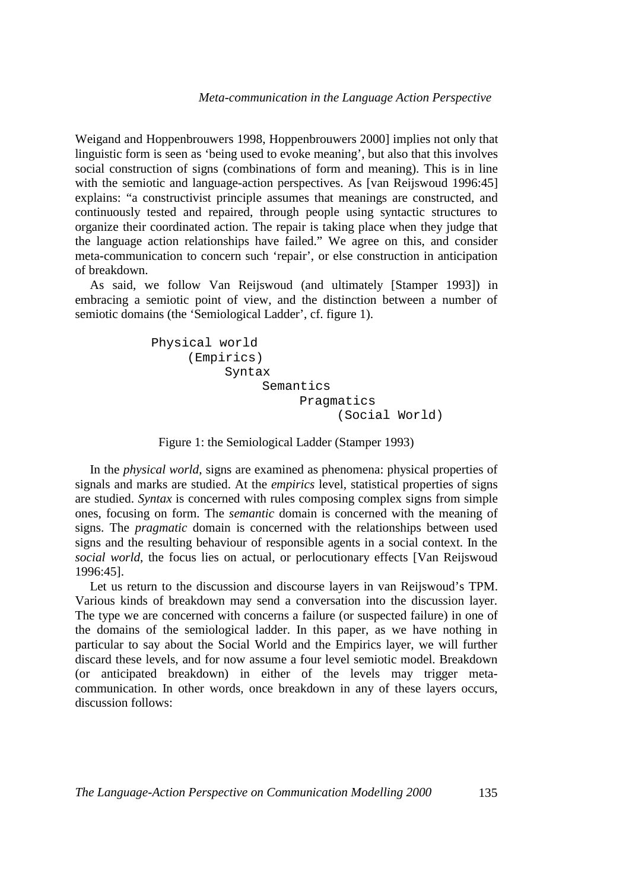Weigand and Hoppenbrouwers 1998, Hoppenbrouwers 2000] implies not only that linguistic form is seen as 'being used to evoke meaning', but also that this involves social construction of signs (combinations of form and meaning). This is in line with the semiotic and language-action perspectives. As [van Reijswoud 1996:45] explains: "a constructivist principle assumes that meanings are constructed, and continuously tested and repaired, through people using syntactic structures to organize their coordinated action. The repair is taking place when they judge that the language action relationships have failed." We agree on this, and consider meta-communication to concern such 'repair', or else construction in anticipation of breakdown.

As said, we follow Van Reijswoud (and ultimately [Stamper 1993]) in embracing a semiotic point of view, and the distinction between a number of semiotic domains (the 'Semiological Ladder', cf. figure 1).

```
Physical world
     (Empirics)
          Syntax
               Semantics
                    Pragmatics
                         (Social World)
```

Figure 1: the Semiological Ladder (Stamper 1993)

In the *physical world*, signs are examined as phenomena: physical properties of signals and marks are studied. At the *empirics* level, statistical properties of signs are studied. *Syntax* is concerned with rules composing complex signs from simple ones, focusing on form. The *semantic* domain is concerned with the meaning of signs. The *pragmatic* domain is concerned with the relationships between used signs and the resulting behaviour of responsible agents in a social context. In the *social world*, the focus lies on actual, or perlocutionary effects [Van Reijswoud 1996:45].

Let us return to the discussion and discourse layers in van Reijswoud's TPM. Various kinds of breakdown may send a conversation into the discussion layer. The type we are concerned with concerns a failure (or suspected failure) in one of the domains of the semiological ladder. In this paper, as we have nothing in particular to say about the Social World and the Empirics layer, we will further discard these levels, and for now assume a four level semiotic model. Breakdown (or anticipated breakdown) in either of the levels may trigger meta-communication. In other words, once breakdown in any of these layers occurs, discussion follows: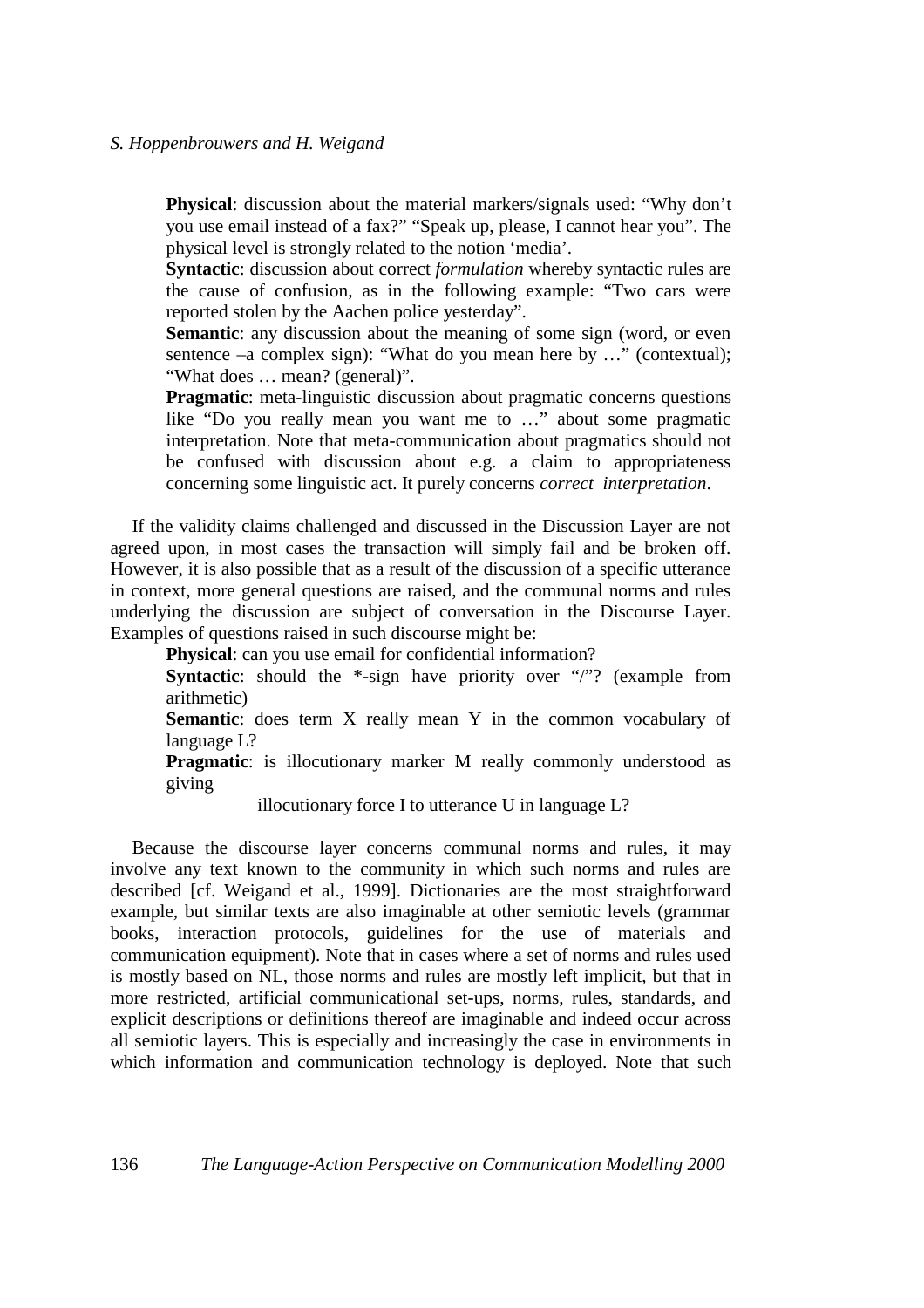**Physical**: discussion about the material markers/signals used: “Why don’t you use email instead of a fax?” “Speak up, please, I cannot hear you”. The physical level is strongly related to the notion ‘media’.

**Syntactic**: discussion about correct *formulation* whereby syntactic rules are the cause of confusion, as in the following example: “Two cars were reported stolen by the Aachen police yesterday”.

**Semantic**: any discussion about the meaning of some sign (word, or even sentence –a complex sign): “What do you mean here by …” (contextual); “What does … mean? (general)”.

**Pragmatic**: meta-linguistic discussion about pragmatic concerns questions like “Do you really mean you want me to …” about some pragmatic interpretation. Note that meta-communication about pragmatics should not be confused with discussion about e.g. a claim to appropriateness concerning some linguistic act. It purely concerns *correct interpretation*.

If the validity claims challenged and discussed in the Discussion Layer are not agreed upon, in most cases the transaction will simply fail and be broken off. However, it is also possible that as a result of the discussion of a specific utterance in context, more general questions are raised, and the communal norms and rules underlying the discussion are subject of conversation in the Discourse Layer. Examples of questions raised in such discourse might be:

**Physical**: can you use email for confidential information?

**Syntactic**: should the *-sign have priority over “/”? (example from arithmetic)

**Semantic**: does term X really mean Y in the common vocabulary of language L?

**Pragmatic**: is illocutionary marker M really commonly understood as giving illocutionary force I to utterance U in language L?

Because the discourse layer concerns communal norms and rules, it may involve any text known to the community in which such norms and rules are described [cf. Weigand et al., 1999]. Dictionaries are the most straightforward example, but similar texts are also imaginable at other semiotic levels (grammar books, interaction protocols, guidelines for the use of materials and communication equipment). Note that in cases where a set of norms and rules used is mostly based on NL, those norms and rules are mostly left implicit, but that in more restricted, artificial communicational set-ups, norms, rules, standards, and explicit descriptions or definitions thereof are imaginable and indeed occur across all semiotic layers. This is especially and increasingly the case in environments in which information and communication technology is deployed. Note that such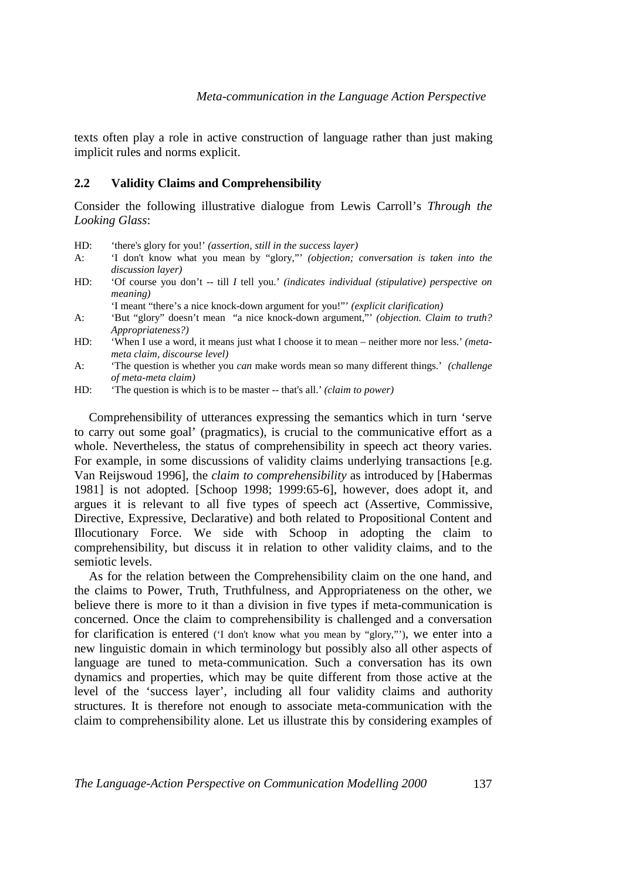texts often play a role in active construction of language rather than just making implicit rules and norms explicit.

## 2.2 Validity Claims and Comprehensibility

Consider the following illustrative dialogue from Lewis Carroll's *Through the Looking Glass*:

HD: 'there's glory for you!' *(assertion, still in the success layer)*

A: 'I don't know what you mean by "glory,"' *(objection; conversation is taken into the discussion layer)*

HD: 'Of course you don't -- till *I* tell you.' *(indicates individual (stipulative) perspective on meaning)*
'I meant "there's a nice knock-down argument for you!"' *(explicit clarification)*

A: 'But "glory" doesn't mean "a nice knock-down argument,"' *(objection. Claim to truth? Appropriateness?)*

HD: 'When I use a word, it means just what I choose it to mean – neither more nor less.' *(meta-meta claim, discourse level)*

A: 'The question is whether you *can* make words mean so many different things.' *(challenge of meta-meta claim)*

HD: 'The question is which is to be master -- that's all.' *(claim to power)*

Comprehensibility of utterances expressing the semantics which in turn 'serve to carry out some goal' (pragmatics), is crucial to the communicative effort as a whole. Nevertheless, the status of comprehensibility in speech act theory varies. For example, in some discussions of validity claims underlying transactions [e.g. Van Reijswoud 1996], the *claim to comprehensibility* as introduced by [Habermas 1981] is not adopted. [Schoop 1998; 1999:65-6], however, does adopt it, and argues it is relevant to all five types of speech act (Assertive, Commissive, Directive, Expressive, Declarative) and both related to Propositional Content and Illocutionary Force. We side with Schoop in adopting the claim to comprehensibility, but discuss it in relation to other validity claims, and to the semiotic levels.

As for the relation between the Comprehensibility claim on the one hand, and the claims to Power, Truth, Truthfulness, and Appropriateness on the other, we believe there is more to it than a division in five types if meta-communication is concerned. Once the claim to comprehensibility is challenged and a conversation for clarification is entered ('I don't know what you mean by "glory,"'), we enter into a new linguistic domain in which terminology but possibly also all other aspects of language are tuned to meta-communication. Such a conversation has its own dynamics and properties, which may be quite different from those active at the level of the 'success layer', including all four validity claims and authority structures. It is therefore not enough to associate meta-communication with the claim to comprehensibility alone. Let us illustrate this by considering examples of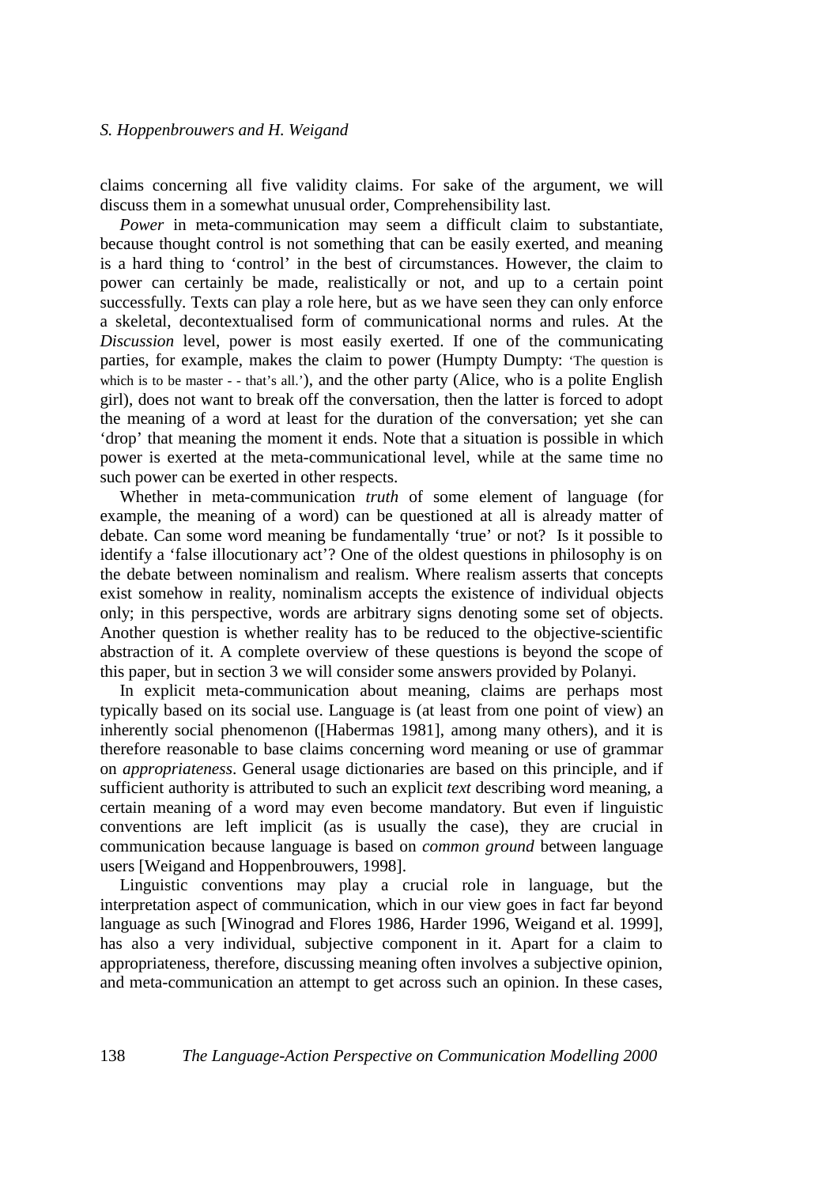claims concerning all five validity claims. For sake of the argument, we will discuss them in a somewhat unusual order, Comprehensibility last.

*Power* in meta-communication may seem a difficult claim to substantiate, because thought control is not something that can be easily exerted, and meaning is a hard thing to 'control' in the best of circumstances. However, the claim to power can certainly be made, realistically or not, and up to a certain point successfully. Texts can play a role here, but as we have seen they can only enforce a skeletal, decontextualised form of communicational norms and rules. At the *Discussion* level, power is most easily exerted. If one of the communicating parties, for example, makes the claim to power (Humpty Dumpty: 'The question is which is to be master - - that's all.'), and the other party (Alice, who is a polite English girl), does not want to break off the conversation, then the latter is forced to adopt the meaning of a word at least for the duration of the conversation; yet she can 'drop' that meaning the moment it ends. Note that a situation is possible in which power is exerted at the meta-communicational level, while at the same time no such power can be exerted in other respects.

Whether in meta-communication *truth* of some element of language (for example, the meaning of a word) can be questioned at all is already matter of debate. Can some word meaning be fundamentally 'true' or not? Is it possible to identify a 'false illocutionary act'? One of the oldest questions in philosophy is on the debate between nominalism and realism. Where realism asserts that concepts exist somehow in reality, nominalism accepts the existence of individual objects only; in this perspective, words are arbitrary signs denoting some set of objects. Another question is whether reality has to be reduced to the objective-scientific abstraction of it. A complete overview of these questions is beyond the scope of this paper, but in section 3 we will consider some answers provided by Polanyi.

In explicit meta-communication about meaning, claims are perhaps most typically based on its social use. Language is (at least from one point of view) an inherently social phenomenon ([Habermas 1981], among many others), and it is therefore reasonable to base claims concerning word meaning or use of grammar on *appropriateness*. General usage dictionaries are based on this principle, and if sufficient authority is attributed to such an explicit *text* describing word meaning, a certain meaning of a word may even become mandatory. But even if linguistic conventions are left implicit (as is usually the case), they are crucial in communication because language is based on *common ground* between language users [Weigand and Hoppenbrouwers, 1998].

Linguistic conventions may play a crucial role in language, but the interpretation aspect of communication, which in our view goes in fact far beyond language as such [Winograd and Flores 1986, Harder 1996, Weigand et al. 1999], has also a very individual, subjective component in it. Apart for a claim to appropriateness, therefore, discussing meaning often involves a subjective opinion, and meta-communication an attempt to get across such an opinion. In these cases,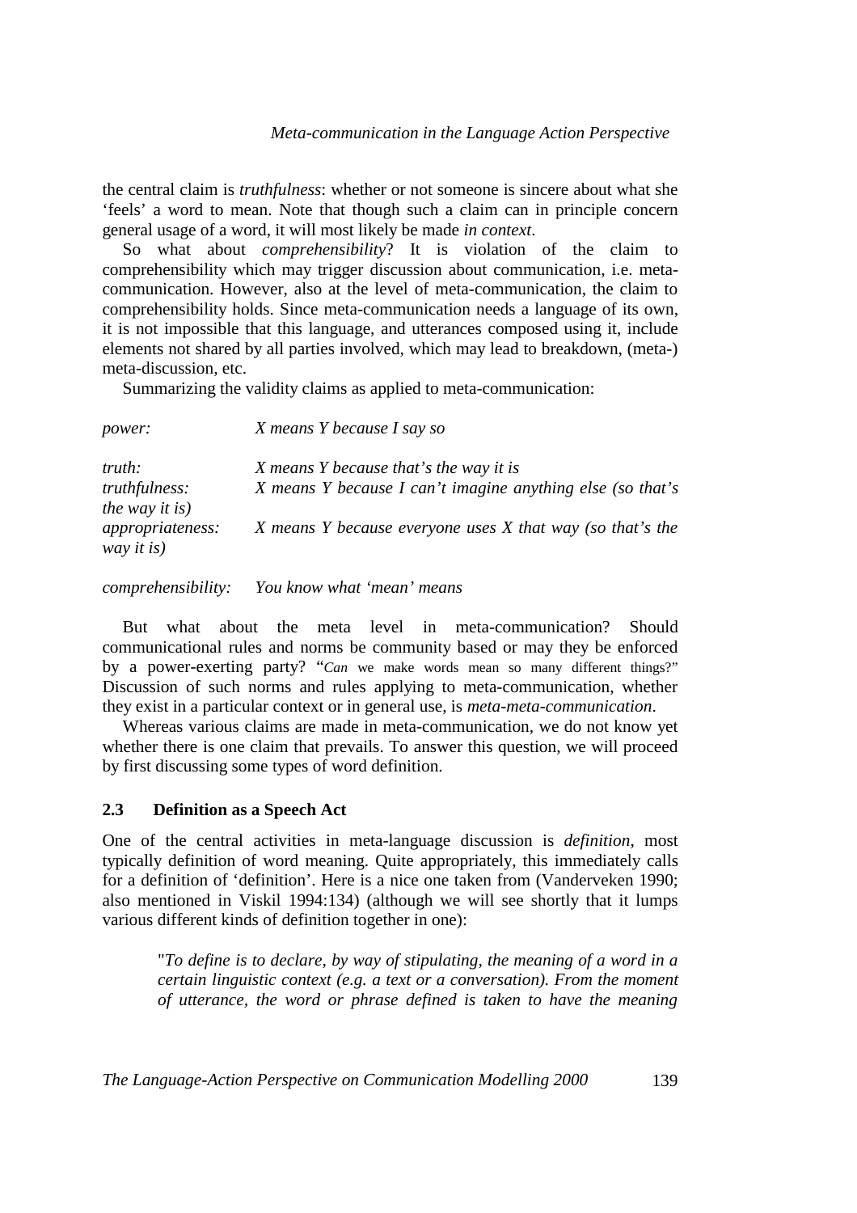the central claim is *truthfulness*: whether or not someone is sincere about what she 'feels' a word to mean. Note that though such a claim can in principle concern general usage of a word, it will most likely be made *in context*.

So what about *comprehensibility*? It is violation of the claim to comprehensibility which may trigger discussion about communication, i.e. meta-communication. However, also at the level of meta-communication, the claim to comprehensibility holds. Since meta-communication needs a language of its own, it is not impossible that this language, and utterances composed using it, include elements not shared by all parties involved, which may lead to breakdown, (meta-) meta-discussion, etc.

Summarizing the validity claims as applied to meta-communication:

*power:* *X means Y because I say so*

*truth:* *X means Y because that's the way it is*

*truthfulness:* *X means Y because I can't imagine anything else (so that's the way it is)*

*appropriateness:* *X means Y because everyone uses X that way (so that's the way it is)*

*comprehensibility:* *You know what 'mean' means*

But what about the meta level in meta-communication? Should communicational rules and norms be community based or may they be enforced by a power-exerting party? "*Can* we make words mean so many different things?" Discussion of such norms and rules applying to meta-communication, whether they exist in a particular context or in general use, is *meta-meta-communication*.

Whereas various claims are made in meta-communication, we do not know yet whether there is one claim that prevails. To answer this question, we will proceed by first discussing some types of word definition.

### 2.3 Definition as a Speech Act

One of the central activities in meta-language discussion is *definition*, most typically definition of word meaning. Quite appropriately, this immediately calls for a definition of 'definition'. Here is a nice one taken from (Vanderveken 1990; also mentioned in Viskil 1994:134) (although we will see shortly that it lumps various different kinds of definition together in one):

> "*To define is to declare, by way of stipulating, the meaning of a word in a certain linguistic context (e.g. a text or a conversation). From the moment of utterance, the word or phrase defined is taken to have the meaning*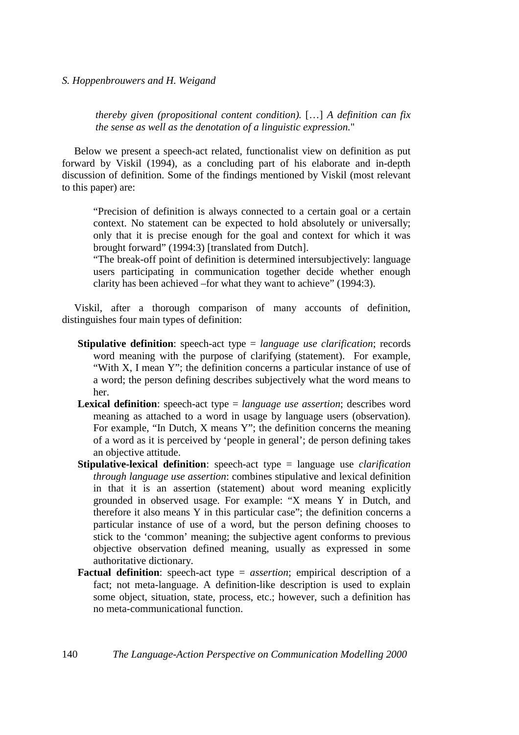*thereby given (propositional content condition).* […] *A definition can fix the sense as well as the denotation of a linguistic expression.*"

Below we present a speech-act related, functionalist view on definition as put forward by Viskil (1994), as a concluding part of his elaborate and in-depth discussion of definition. Some of the findings mentioned by Viskil (most relevant to this paper) are:

> "Precision of definition is always connected to a certain goal or a certain context. No statement can be expected to hold absolutely or universally; only that it is precise enough for the goal and context for which it was brought forward" (1994:3) [translated from Dutch].
>
> "The break-off point of definition is determined intersubjectively: language users participating in communication together decide whether enough clarity has been achieved –for what they want to achieve" (1994:3).

Viskil, after a thorough comparison of many accounts of definition, distinguishes four main types of definition:

**Stipulative definition**: speech-act type = *language use clarification*; records word meaning with the purpose of clarifying (statement). For example, "With X, I mean Y"; the definition concerns a particular instance of use of a word; the person defining describes subjectively what the word means to her.

**Lexical definition**: speech-act type = *language use assertion*; describes word meaning as attached to a word in usage by language users (observation). For example, "In Dutch, X means Y"; the definition concerns the meaning of a word as it is perceived by 'people in general'; de person defining takes an objective attitude.

**Stipulative-lexical definition**: speech-act type = language use *clarification through language use assertion*: combines stipulative and lexical definition in that it is an assertion (statement) about word meaning explicitly grounded in observed usage. For example: "X means Y in Dutch, and therefore it also means Y in this particular case"; the definition concerns a particular instance of use of a word, but the person defining chooses to stick to the 'common' meaning; the subjective agent conforms to previous objective observation defined meaning, usually as expressed in some authoritative dictionary.

**Factual definition**: speech-act type = *assertion*; empirical description of a fact; not meta-language. A definition-like description is used to explain some object, situation, state, process, etc.; however, such a definition has no meta-communicational function.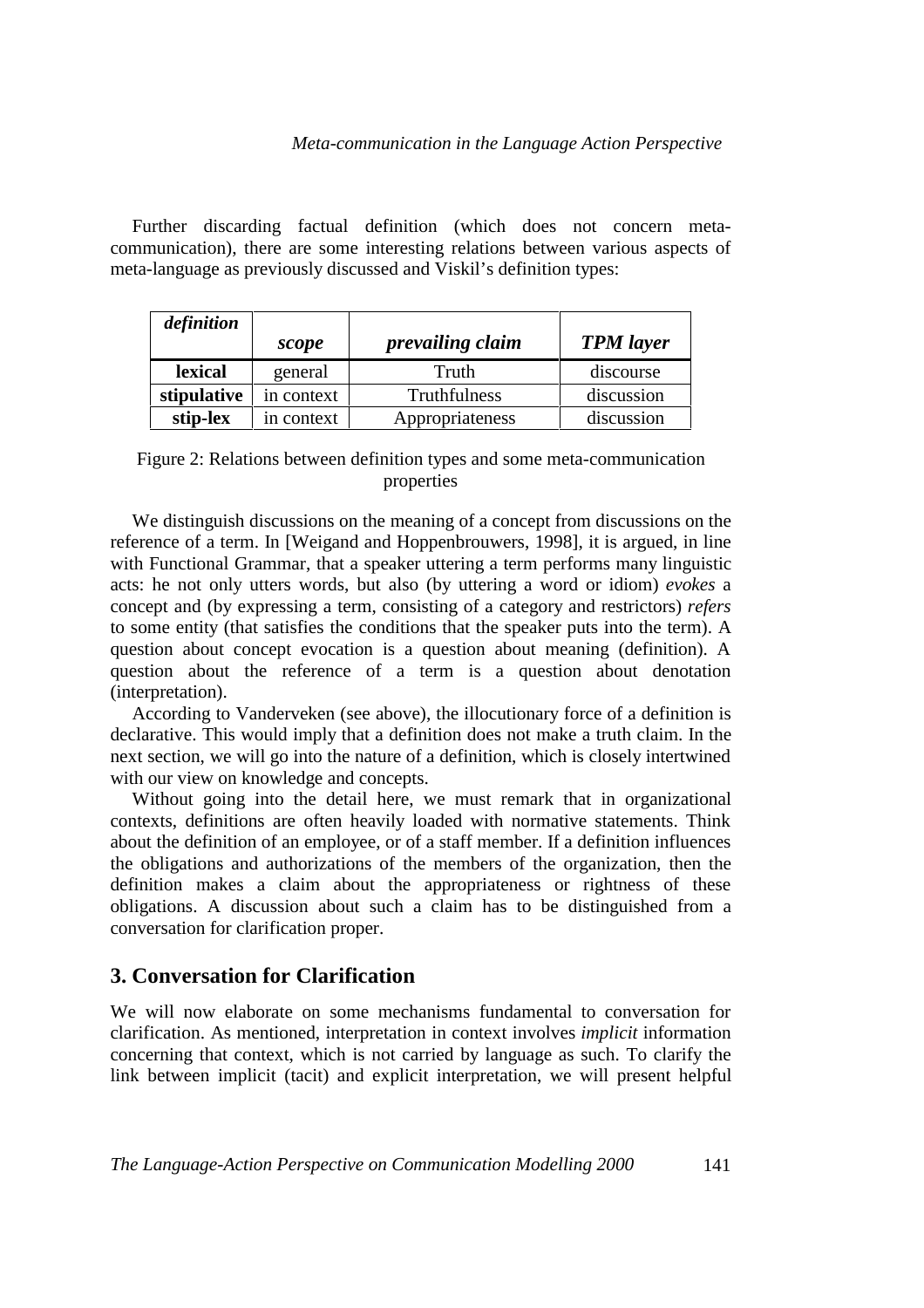Further discarding factual definition (which does not concern meta-communication), there are some interesting relations between various aspects of meta-language as previously discussed and Viskil's definition types:

| *definition* | *scope* | *prevailing claim* | *TPM layer* |
|---|---|---|---|
| **lexical** | general | Truth | discourse |
| **stipulative** | in context | Truthfulness | discussion |
| **stip-lex** | in context | Appropriateness | discussion |

Figure 2: Relations between definition types and some meta-communication properties

We distinguish discussions on the meaning of a concept from discussions on the reference of a term. In [Weigand and Hoppenbrouwers, 1998], it is argued, in line with Functional Grammar, that a speaker uttering a term performs many linguistic acts: he not only utters words, but also (by uttering a word or idiom) *evokes* a concept and (by expressing a term, consisting of a category and restrictors) *refers* to some entity (that satisfies the conditions that the speaker puts into the term). A question about concept evocation is a question about meaning (definition). A question about the reference of a term is a question about denotation (interpretation).

According to Vanderveken (see above), the illocutionary force of a definition is declarative. This would imply that a definition does not make a truth claim. In the next section, we will go into the nature of a definition, which is closely intertwined with our view on knowledge and concepts.

Without going into the detail here, we must remark that in organizational contexts, definitions are often heavily loaded with normative statements. Think about the definition of an employee, or of a staff member. If a definition influences the obligations and authorizations of the members of the organization, then the definition makes a claim about the appropriateness or rightness of these obligations. A discussion about such a claim has to be distinguished from a conversation for clarification proper.

## 3. Conversation for Clarification

We will now elaborate on some mechanisms fundamental to conversation for clarification. As mentioned, interpretation in context involves *implicit* information concerning that context, which is not carried by language as such. To clarify the link between implicit (tacit) and explicit interpretation, we will present helpful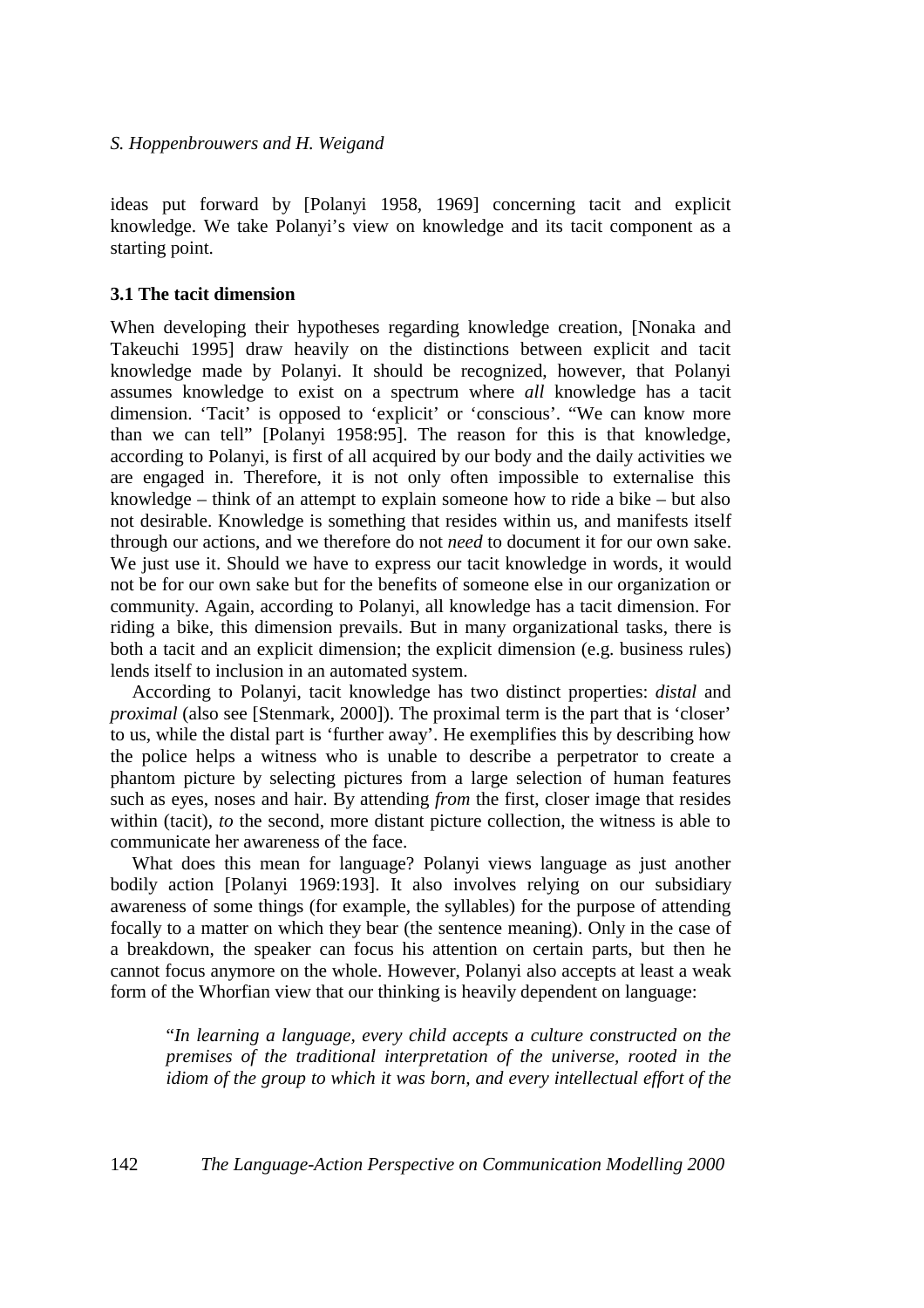ideas put forward by [Polanyi 1958, 1969] concerning tacit and explicit knowledge. We take Polanyi's view on knowledge and its tacit component as a starting point.

### 3.1 The tacit dimension

When developing their hypotheses regarding knowledge creation, [Nonaka and Takeuchi 1995] draw heavily on the distinctions between explicit and tacit knowledge made by Polanyi. It should be recognized, however, that Polanyi assumes knowledge to exist on a spectrum where *all* knowledge has a tacit dimension. 'Tacit' is opposed to 'explicit' or 'conscious'. "We can know more than we can tell" [Polanyi 1958:95]. The reason for this is that knowledge, according to Polanyi, is first of all acquired by our body and the daily activities we are engaged in. Therefore, it is not only often impossible to externalise this knowledge – think of an attempt to explain someone how to ride a bike – but also not desirable. Knowledge is something that resides within us, and manifests itself through our actions, and we therefore do not *need* to document it for our own sake. We just use it. Should we have to express our tacit knowledge in words, it would not be for our own sake but for the benefits of someone else in our organization or community. Again, according to Polanyi, all knowledge has a tacit dimension. For riding a bike, this dimension prevails. But in many organizational tasks, there is both a tacit and an explicit dimension; the explicit dimension (e.g. business rules) lends itself to inclusion in an automated system.

According to Polanyi, tacit knowledge has two distinct properties: *distal* and *proximal* (also see [Stenmark, 2000]). The proximal term is the part that is 'closer' to us, while the distal part is 'further away'. He exemplifies this by describing how the police helps a witness who is unable to describe a perpetrator to create a phantom picture by selecting pictures from a large selection of human features such as eyes, noses and hair. By attending *from* the first, closer image that resides within (tacit), *to* the second, more distant picture collection, the witness is able to communicate her awareness of the face.

What does this mean for language? Polanyi views language as just another bodily action [Polanyi 1969:193]. It also involves relying on our subsidiary awareness of some things (for example, the syllables) for the purpose of attending focally to a matter on which they bear (the sentence meaning). Only in the case of a breakdown, the speaker can focus his attention on certain parts, but then he cannot focus anymore on the whole. However, Polanyi also accepts at least a weak form of the Whorfian view that our thinking is heavily dependent on language:

> "*In learning a language, every child accepts a culture constructed on the premises of the traditional interpretation of the universe, rooted in the idiom of the group to which it was born, and every intellectual effort of the*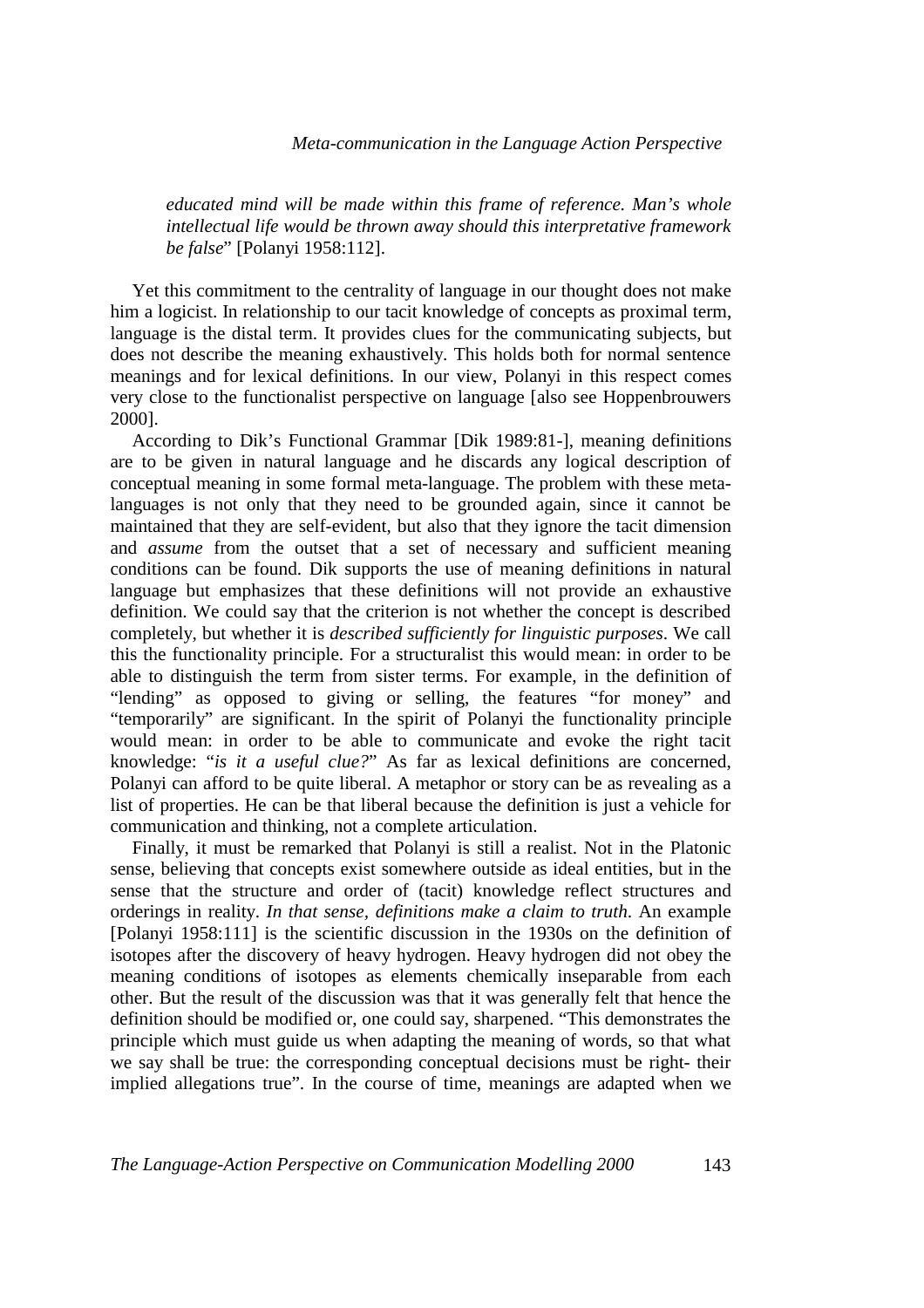*educated mind will be made within this frame of reference. Man's whole intellectual life would be thrown away should this interpretative framework be false*" [Polanyi 1958:112].

Yet this commitment to the centrality of language in our thought does not make him a logicist. In relationship to our tacit knowledge of concepts as proximal term, language is the distal term. It provides clues for the communicating subjects, but does not describe the meaning exhaustively. This holds both for normal sentence meanings and for lexical definitions. In our view, Polanyi in this respect comes very close to the functionalist perspective on language [also see Hoppenbrouwers 2000].

According to Dik's Functional Grammar [Dik 1989:81-], meaning definitions are to be given in natural language and he discards any logical description of conceptual meaning in some formal meta-language. The problem with these meta-languages is not only that they need to be grounded again, since it cannot be maintained that they are self-evident, but also that they ignore the tacit dimension and *assume* from the outset that a set of necessary and sufficient meaning conditions can be found. Dik supports the use of meaning definitions in natural language but emphasizes that these definitions will not provide an exhaustive definition. We could say that the criterion is not whether the concept is described completely, but whether it is *described sufficiently for linguistic purposes*. We call this the functionality principle. For a structuralist this would mean: in order to be able to distinguish the term from sister terms. For example, in the definition of "lending" as opposed to giving or selling, the features "for money" and "temporarily" are significant. In the spirit of Polanyi the functionality principle would mean: in order to be able to communicate and evoke the right tacit knowledge: "*is it a useful clue?*" As far as lexical definitions are concerned, Polanyi can afford to be quite liberal. A metaphor or story can be as revealing as a list of properties. He can be that liberal because the definition is just a vehicle for communication and thinking, not a complete articulation.

Finally, it must be remarked that Polanyi is still a realist. Not in the Platonic sense, believing that concepts exist somewhere outside as ideal entities, but in the sense that the structure and order of (tacit) knowledge reflect structures and orderings in reality. *In that sense, definitions make a claim to truth.* An example [Polanyi 1958:111] is the scientific discussion in the 1930s on the definition of isotopes after the discovery of heavy hydrogen. Heavy hydrogen did not obey the meaning conditions of isotopes as elements chemically inseparable from each other. But the result of the discussion was that it was generally felt that hence the definition should be modified or, one could say, sharpened. "This demonstrates the principle which must guide us when adapting the meaning of words, so that what we say shall be true: the corresponding conceptual decisions must be right- their implied allegations true". In the course of time, meanings are adapted when we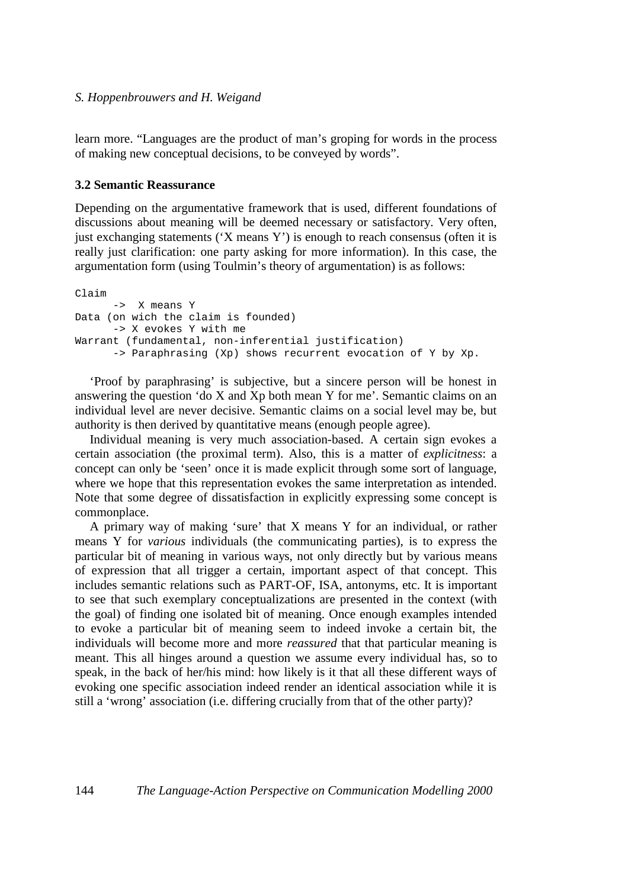learn more. “Languages are the product of man’s groping for words in the process of making new conceptual decisions, to be conveyed by words”.

### 3.2 Semantic Reassurance

Depending on the argumentative framework that is used, different foundations of discussions about meaning will be deemed necessary or satisfactory. Very often, just exchanging statements (‘X means Y’) is enough to reach consensus (often it is really just clarification: one party asking for more information). In this case, the argumentation form (using Toulmin’s theory of argumentation) is as follows:

```
Claim
      ->  X means Y
Data (on wich the claim is founded)
      -> X evokes Y with me
Warrant (fundamental, non-inferential justification)
      -> Paraphrasing (Xp) shows recurrent evocation of Y by Xp.
```

‘Proof by paraphrasing’ is subjective, but a sincere person will be honest in answering the question ‘do X and Xp both mean Y for me’. Semantic claims on an individual level are never decisive. Semantic claims on a social level may be, but authority is then derived by quantitative means (enough people agree).

Individual meaning is very much association-based. A certain sign evokes a certain association (the proximal term). Also, this is a matter of *explicitness*: a concept can only be ‘seen’ once it is made explicit through some sort of language, where we hope that this representation evokes the same interpretation as intended. Note that some degree of dissatisfaction in explicitly expressing some concept is commonplace.

A primary way of making ‘sure’ that X means Y for an individual, or rather means Y for *various* individuals (the communicating parties), is to express the particular bit of meaning in various ways, not only directly but by various means of expression that all trigger a certain, important aspect of that concept. This includes semantic relations such as PART-OF, ISA, antonyms, etc. It is important to see that such exemplary conceptualizations are presented in the context (with the goal) of finding one isolated bit of meaning. Once enough examples intended to evoke a particular bit of meaning seem to indeed invoke a certain bit, the individuals will become more and more *reassured* that that particular meaning is meant. This all hinges around a question we assume every individual has, so to speak, in the back of her/his mind: how likely is it that all these different ways of evoking one specific association indeed render an identical association while it is still a ‘wrong’ association (i.e. differing crucially from that of the other party)?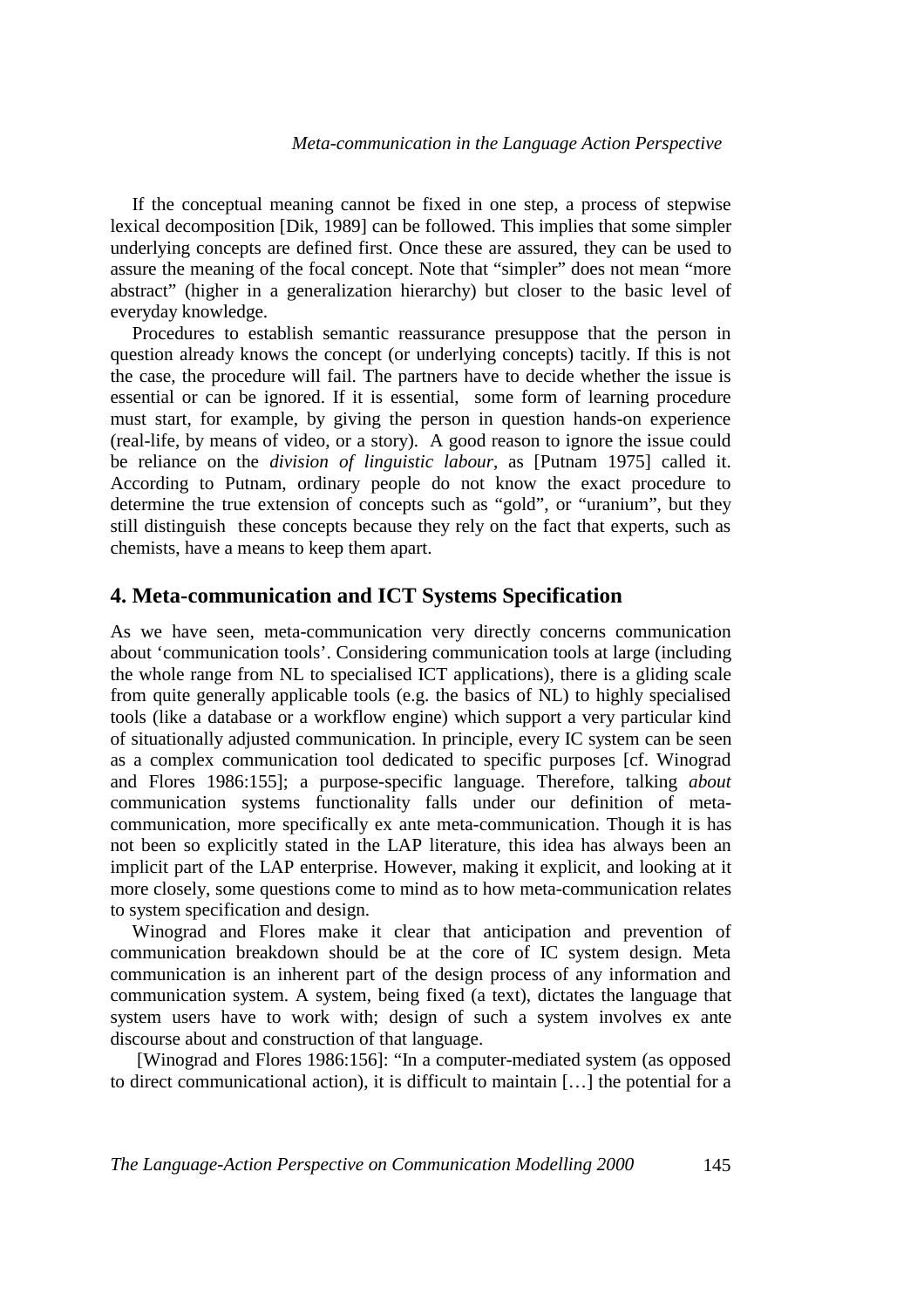If the conceptual meaning cannot be fixed in one step, a process of stepwise lexical decomposition [Dik, 1989] can be followed. This implies that some simpler underlying concepts are defined first. Once these are assured, they can be used to assure the meaning of the focal concept. Note that "simpler" does not mean "more abstract" (higher in a generalization hierarchy) but closer to the basic level of everyday knowledge.

Procedures to establish semantic reassurance presuppose that the person in question already knows the concept (or underlying concepts) tacitly. If this is not the case, the procedure will fail. The partners have to decide whether the issue is essential or can be ignored. If it is essential, some form of learning procedure must start, for example, by giving the person in question hands-on experience (real-life, by means of video, or a story). A good reason to ignore the issue could be reliance on the *division of linguistic labour*, as [Putnam 1975] called it. According to Putnam, ordinary people do not know the exact procedure to determine the true extension of concepts such as "gold", or "uranium", but they still distinguish these concepts because they rely on the fact that experts, such as chemists, have a means to keep them apart.

## 4. Meta-communication and ICT Systems Specification

As we have seen, meta-communication very directly concerns communication about 'communication tools'. Considering communication tools at large (including the whole range from NL to specialised ICT applications), there is a gliding scale from quite generally applicable tools (e.g. the basics of NL) to highly specialised tools (like a database or a workflow engine) which support a very particular kind of situationally adjusted communication. In principle, every IC system can be seen as a complex communication tool dedicated to specific purposes [cf. Winograd and Flores 1986:155]; a purpose-specific language. Therefore, talking *about* communication systems functionality falls under our definition of meta-communication, more specifically ex ante meta-communication. Though it is has not been so explicitly stated in the LAP literature, this idea has always been an implicit part of the LAP enterprise. However, making it explicit, and looking at it more closely, some questions come to mind as to how meta-communication relates to system specification and design.

Winograd and Flores make it clear that anticipation and prevention of communication breakdown should be at the core of IC system design. Meta communication is an inherent part of the design process of any information and communication system. A system, being fixed (a text), dictates the language that system users have to work with; design of such a system involves ex ante discourse about and construction of that language.

[Winograd and Flores 1986:156]: "In a computer-mediated system (as opposed to direct communicational action), it is difficult to maintain […] the potential for a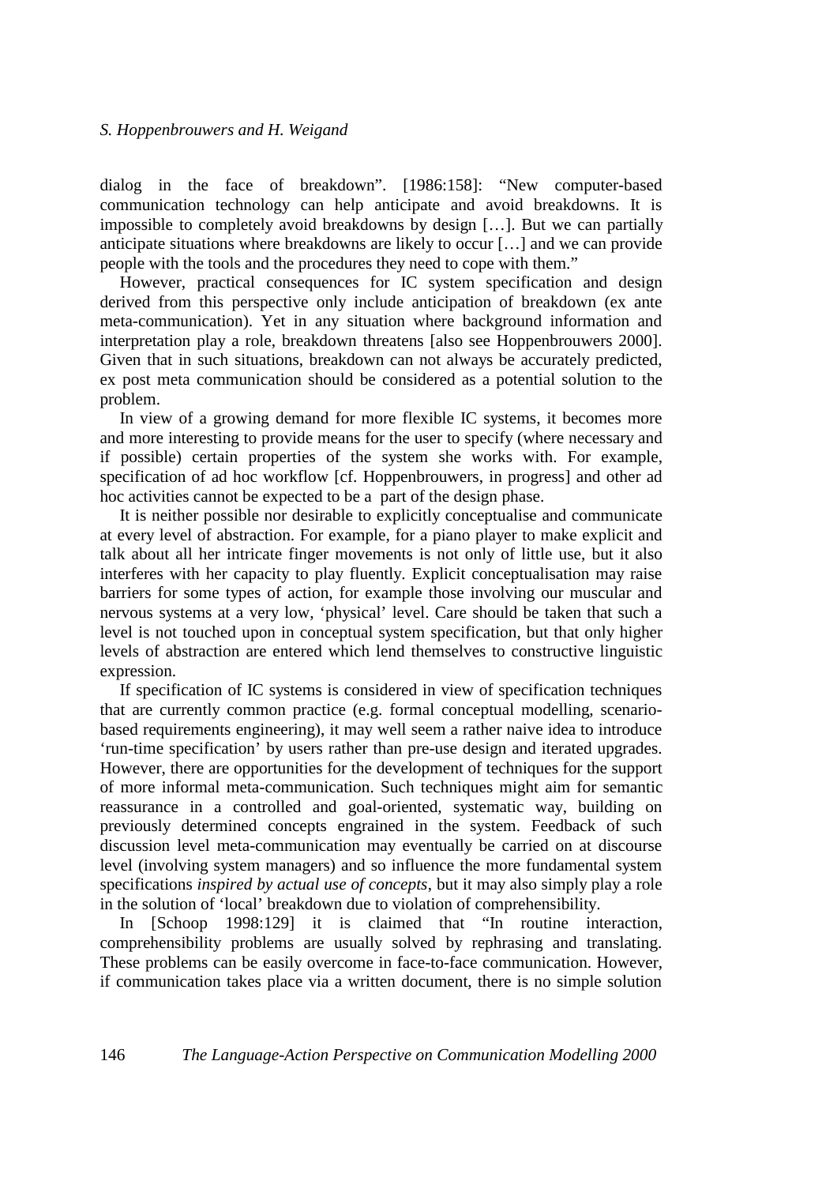dialog in the face of breakdown". [1986:158]: "New computer-based communication technology can help anticipate and avoid breakdowns. It is impossible to completely avoid breakdowns by design […]. But we can partially anticipate situations where breakdowns are likely to occur […] and we can provide people with the tools and the procedures they need to cope with them."

However, practical consequences for IC system specification and design derived from this perspective only include anticipation of breakdown (ex ante meta-communication). Yet in any situation where background information and interpretation play a role, breakdown threatens [also see Hoppenbrouwers 2000]. Given that in such situations, breakdown can not always be accurately predicted, ex post meta communication should be considered as a potential solution to the problem.

In view of a growing demand for more flexible IC systems, it becomes more and more interesting to provide means for the user to specify (where necessary and if possible) certain properties of the system she works with. For example, specification of ad hoc workflow [cf. Hoppenbrouwers, in progress] and other ad hoc activities cannot be expected to be a part of the design phase.

It is neither possible nor desirable to explicitly conceptualise and communicate at every level of abstraction. For example, for a piano player to make explicit and talk about all her intricate finger movements is not only of little use, but it also interferes with her capacity to play fluently. Explicit conceptualisation may raise barriers for some types of action, for example those involving our muscular and nervous systems at a very low, 'physical' level. Care should be taken that such a level is not touched upon in conceptual system specification, but that only higher levels of abstraction are entered which lend themselves to constructive linguistic expression.

If specification of IC systems is considered in view of specification techniques that are currently common practice (e.g. formal conceptual modelling, scenario-based requirements engineering), it may well seem a rather naive idea to introduce 'run-time specification' by users rather than pre-use design and iterated upgrades. However, there are opportunities for the development of techniques for the support of more informal meta-communication. Such techniques might aim for semantic reassurance in a controlled and goal-oriented, systematic way, building on previously determined concepts engrained in the system. Feedback of such discussion level meta-communication may eventually be carried on at discourse level (involving system managers) and so influence the more fundamental system specifications *inspired by actual use of concepts*, but it may also simply play a role in the solution of 'local' breakdown due to violation of comprehensibility.

In [Schoop 1998:129] it is claimed that "In routine interaction, comprehensibility problems are usually solved by rephrasing and translating. These problems can be easily overcome in face-to-face communication. However, if communication takes place via a written document, there is no simple solution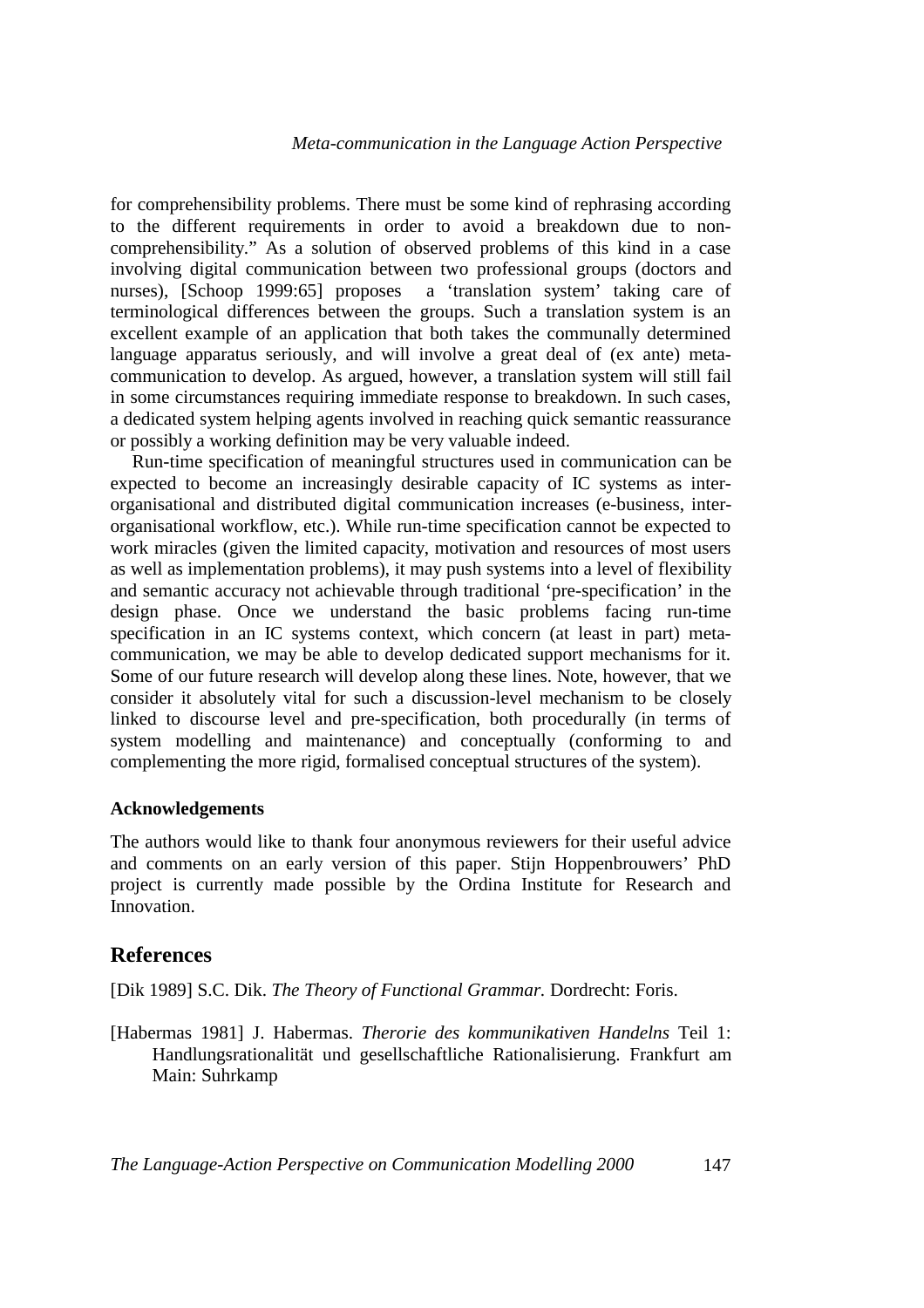for comprehensibility problems. There must be some kind of rephrasing according to the different requirements in order to avoid a breakdown due to non-comprehensibility." As a solution of observed problems of this kind in a case involving digital communication between two professional groups (doctors and nurses), [Schoop 1999:65] proposes a 'translation system' taking care of terminological differences between the groups. Such a translation system is an excellent example of an application that both takes the communally determined language apparatus seriously, and will involve a great deal of (ex ante) meta-communication to develop. As argued, however, a translation system will still fail in some circumstances requiring immediate response to breakdown. In such cases, a dedicated system helping agents involved in reaching quick semantic reassurance or possibly a working definition may be very valuable indeed.

Run-time specification of meaningful structures used in communication can be expected to become an increasingly desirable capacity of IC systems as inter-organisational and distributed digital communication increases (e-business, inter-organisational workflow, etc.). While run-time specification cannot be expected to work miracles (given the limited capacity, motivation and resources of most users as well as implementation problems), it may push systems into a level of flexibility and semantic accuracy not achievable through traditional 'pre-specification' in the design phase. Once we understand the basic problems facing run-time specification in an IC systems context, which concern (at least in part) meta-communication, we may be able to develop dedicated support mechanisms for it. Some of our future research will develop along these lines. Note, however, that we consider it absolutely vital for such a discussion-level mechanism to be closely linked to discourse level and pre-specification, both procedurally (in terms of system modelling and maintenance) and conceptually (conforming to and complementing the more rigid, formalised conceptual structures of the system).

**Acknowledgements**

The authors would like to thank four anonymous reviewers for their useful advice and comments on an early version of this paper. Stijn Hoppenbrouwers' PhD project is currently made possible by the Ordina Institute for Research and Innovation.

## References

[Dik 1989] S.C. Dik. *The Theory of Functional Grammar.* Dordrecht: Foris.

[Habermas 1981] J. Habermas. *Therorie des kommunikativen Handelns* Teil 1: Handlungsrationalität und gesellschaftliche Rationalisierung. Frankfurt am Main: Suhrkamp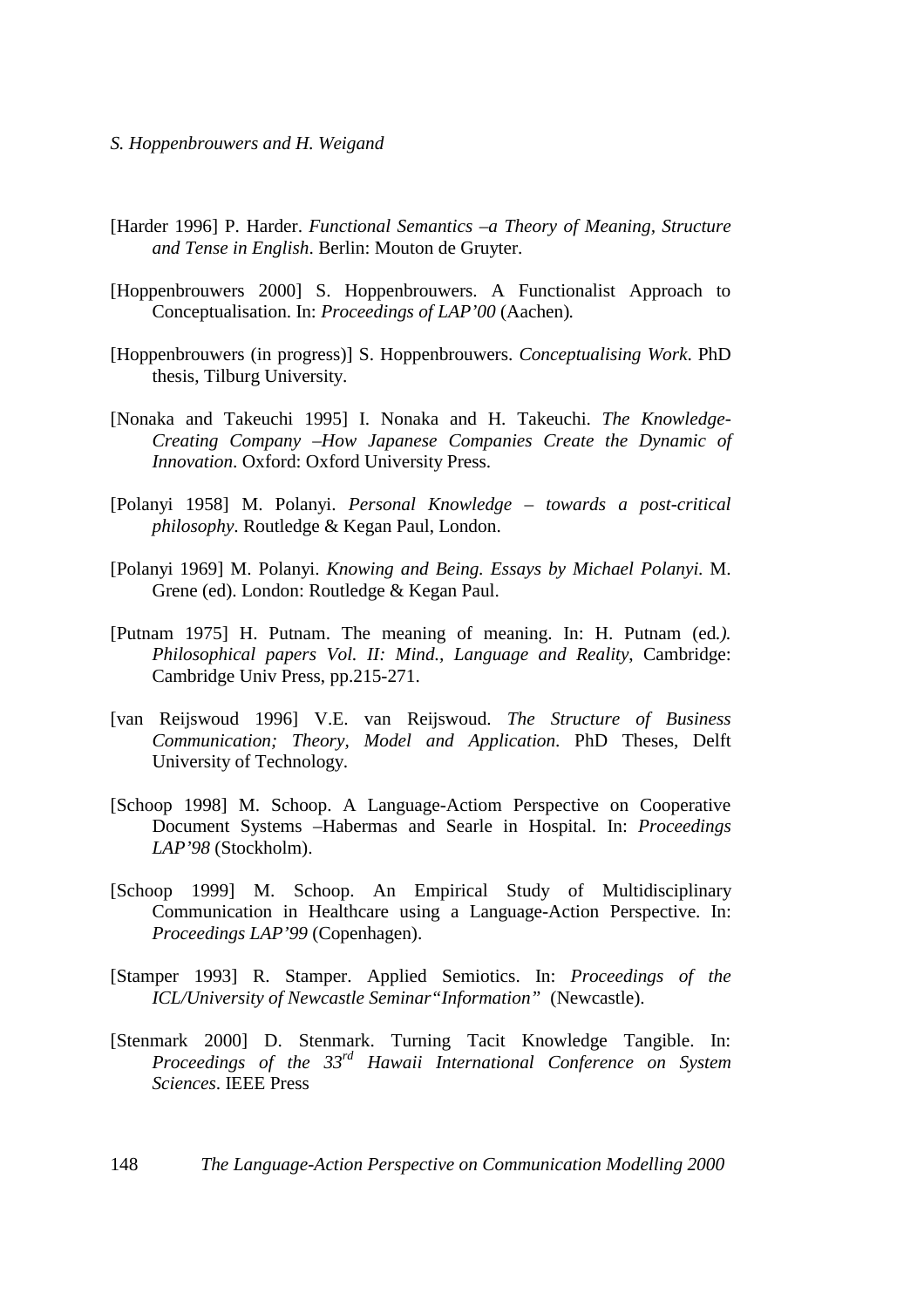[Harder 1996] P. Harder. *Functional Semantics –a Theory of Meaning, Structure and Tense in English*. Berlin: Mouton de Gruyter.

[Hoppenbrouwers 2000] S. Hoppenbrouwers. A Functionalist Approach to Conceptualisation. In: *Proceedings of LAP'00* (Aachen).

[Hoppenbrouwers (in progress)] S. Hoppenbrouwers. *Conceptualising Work*. PhD thesis, Tilburg University.

[Nonaka and Takeuchi 1995] I. Nonaka and H. Takeuchi. *The Knowledge-Creating Company –How Japanese Companies Create the Dynamic of Innovation*. Oxford: Oxford University Press.

[Polanyi 1958] M. Polanyi. *Personal Knowledge – towards a post-critical philosophy*. Routledge & Kegan Paul, London.

[Polanyi 1969] M. Polanyi. *Knowing and Being. Essays by Michael Polanyi*. M. Grene (ed). London: Routledge & Kegan Paul.

[Putnam 1975] H. Putnam. The meaning of meaning. In: H. Putnam (ed.). *Philosophical papers Vol. II: Mind., Language and Reality*, Cambridge: Cambridge Univ Press, pp.215-271.

[van Reijswoud 1996] V.E. van Reijswoud. *The Structure of Business Communication; Theory, Model and Application*. PhD Theses, Delft University of Technology.

[Schoop 1998] M. Schoop. A Language-Actiom Perspective on Cooperative Document Systems –Habermas and Searle in Hospital. In: *Proceedings LAP'98* (Stockholm).

[Schoop 1999] M. Schoop. An Empirical Study of Multidisciplinary Communication in Healthcare using a Language-Action Perspective. In: *Proceedings LAP'99* (Copenhagen).

[Stamper 1993] R. Stamper. Applied Semiotics. In: *Proceedings of the ICL/University of Newcastle Seminar"Information"* (Newcastle).

[Stenmark 2000] D. Stenmark. Turning Tacit Knowledge Tangible. In: *Proceedings of the 33rd Hawaii International Conference on System Sciences*. IEEE Press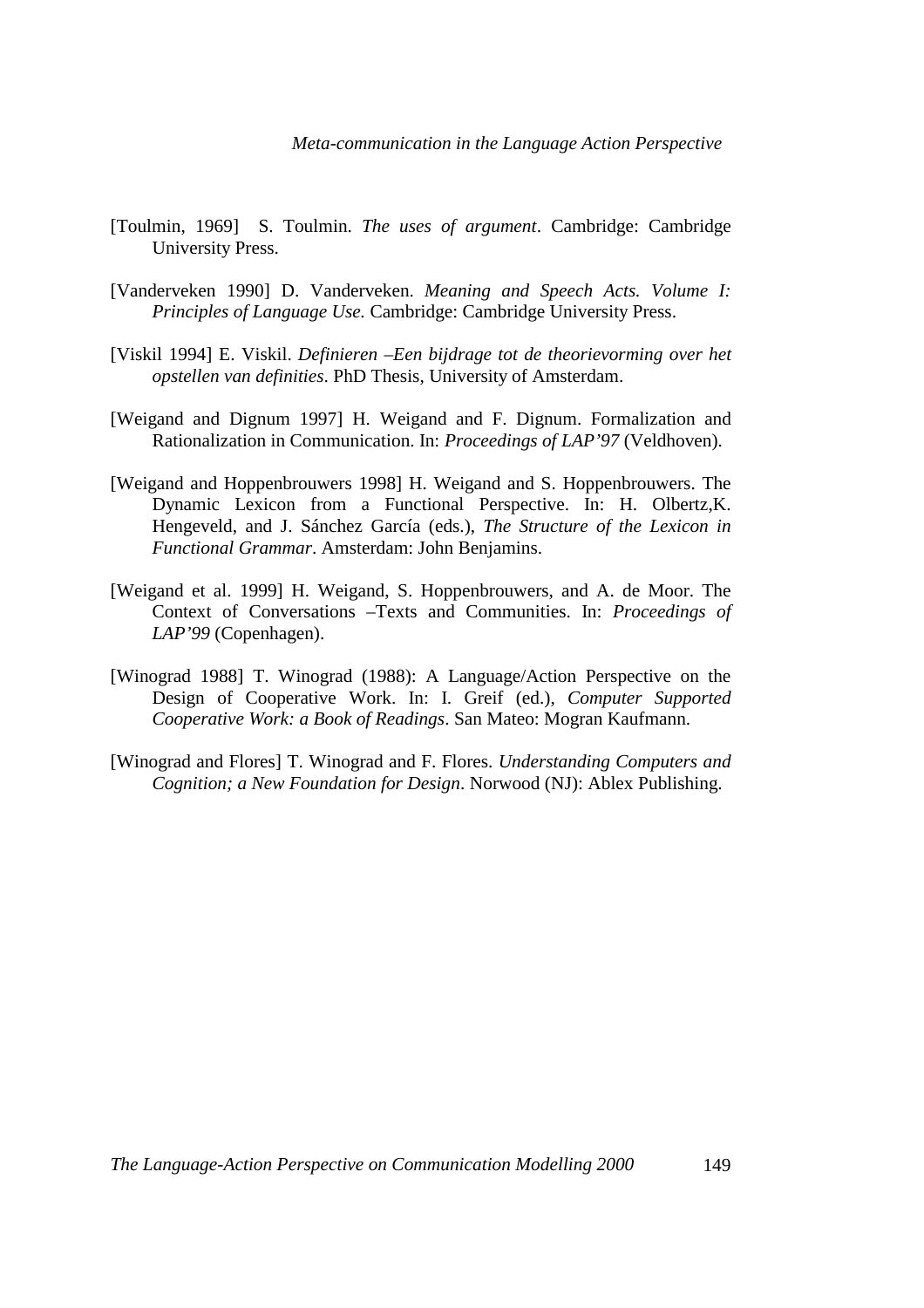[Toulmin, 1969] S. Toulmin. *The uses of argument*. Cambridge: Cambridge University Press.

[Vanderveken 1990] D. Vanderveken. *Meaning and Speech Acts. Volume I: Principles of Language Use.* Cambridge: Cambridge University Press.

[Viskil 1994] E. Viskil. *Definieren –Een bijdrage tot de theorievorming over het opstellen van definities*. PhD Thesis, University of Amsterdam.

[Weigand and Dignum 1997] H. Weigand and F. Dignum. Formalization and Rationalization in Communication. In: *Proceedings of LAP'97* (Veldhoven).

[Weigand and Hoppenbrouwers 1998] H. Weigand and S. Hoppenbrouwers. The Dynamic Lexicon from a Functional Perspective. In: H. Olbertz,K. Hengeveld, and J. Sánchez García (eds.), *The Structure of the Lexicon in Functional Grammar*. Amsterdam: John Benjamins.

[Weigand et al. 1999] H. Weigand, S. Hoppenbrouwers, and A. de Moor. The Context of Conversations –Texts and Communities. In: *Proceedings of LAP'99* (Copenhagen).

[Winograd 1988] T. Winograd (1988): A Language/Action Perspective on the Design of Cooperative Work. In: I. Greif (ed.), *Computer Supported Cooperative Work: a Book of Readings*. San Mateo: Mogran Kaufmann.

[Winograd and Flores] T. Winograd and F. Flores. *Understanding Computers and Cognition; a New Foundation for Design*. Norwood (NJ): Ablex Publishing.